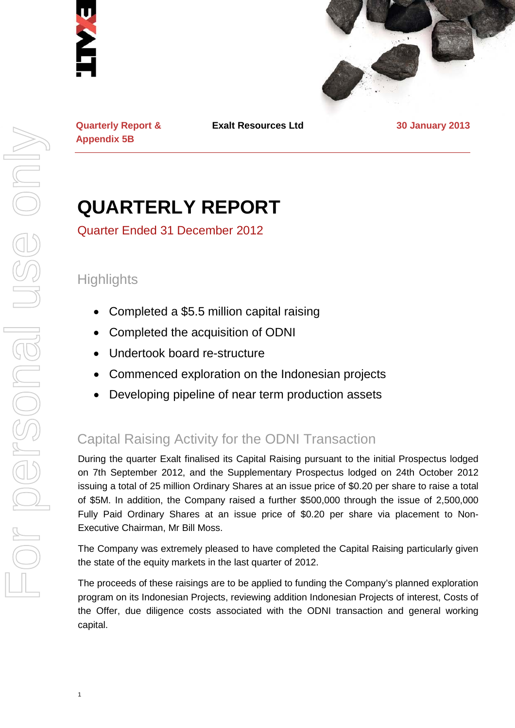Quarterly Report & Appendix 5B

Exalt Resources Ltd

30 January 2013

# QUARTERLY REPORT

Quarter Ended 31 December 2012

## Highlights

- Completed a $5.5 million capital raising
- Completed the acquisition of ODNI
- Undertook board re-structure
- Commenced exploration on the Indonesian projects
- Developing pipeline of near term production assets

## Capital Raising Activity for the ODNI Transaction

During the quarter Exalt finalised its Capital Raising pursuant to the initial Prospectus lodged on 7th September 2012, and the Supplementary Prospectus lodged on 24th October 2012 issuing a total of 25 million Ordinary Shares at an issue price of $0.20 per share to raise a total of $5M. In addition, the Company raised a further $500,000 through the issue of 2,500,000 Fully Paid Ordinary Shares at an issue price of $0.20 per share via placement to Non-Executive Chairman, Mr Bill Moss.

The Company was extremely pleased to have completed the Capital Raising particularly given the state of the equity markets in the last quarter of 2012.

The proceeds of these raisings are to be applied to funding the Company's planned exploration program on its Indonesian Projects, reviewing addition Indonesian Projects of interest, Costs of the Offer, due diligence costs associated with the ODNI transaction and general working capital.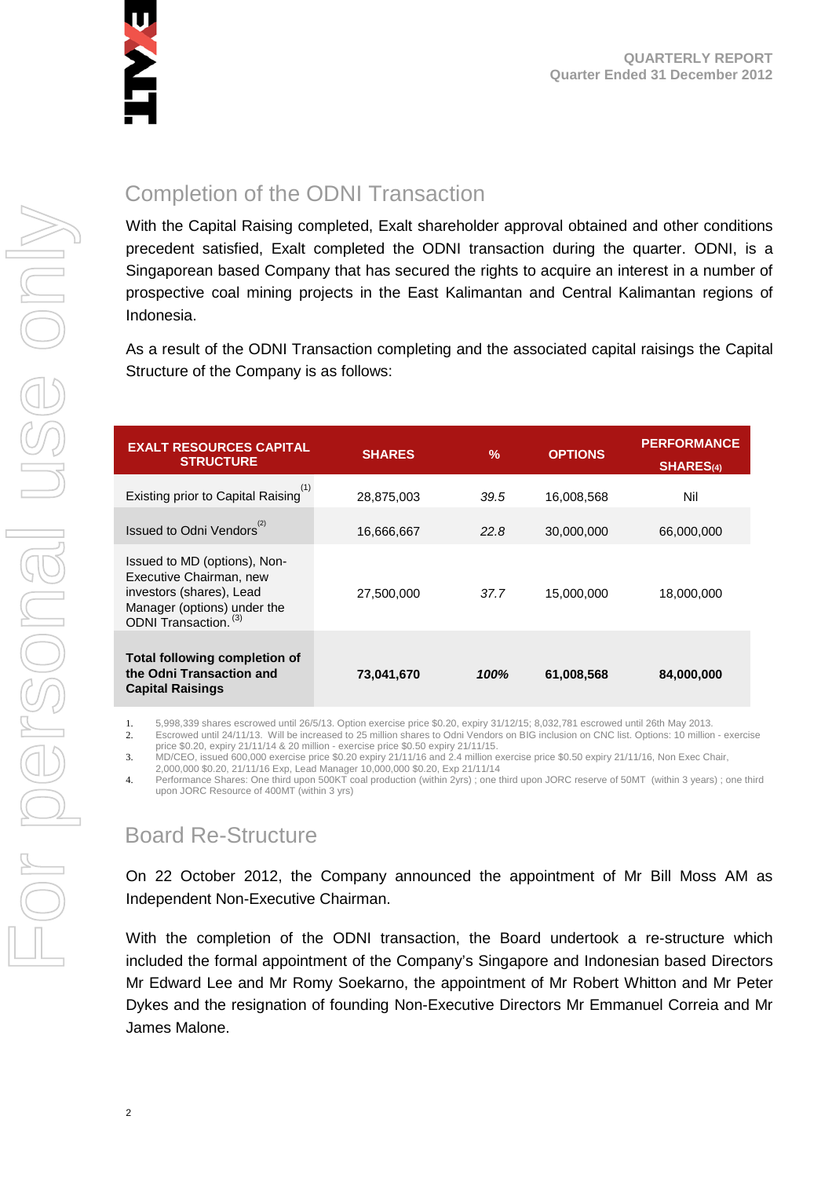## Completion of the ODNI Transaction

With the Capital Raising completed, Exalt shareholder approval obtained and other conditions precedent satisfied, Exalt completed the ODNI transaction during the quarter. ODNI, is a Singaporean based Company that has secured the rights to acquire an interest in a number of prospective coal mining projects in the East Kalimantan and Central Kalimantan regions of Indonesia.

As a result of the ODNI Transaction completing and the associated capital raisings the Capital Structure of the Company is as follows:

| EXALT RESOURCES CAPITAL STRUCTURE | SHARES | % | OPTIONS | PERFORMANCE SHARES(4) |
|---|---|---|---|---|
| Existing prior to Capital Raising (1) | 28,875,003 | *39.5* | 16,008,568 | Nil |
| Issued to Odni Vendors (2) | 16,666,667 | *22.8* | 30,000,000 | 66,000,000 |
| Issued to MD (options), Non-Executive Chairman, new investors (shares), Lead Manager (options) under the ODNI Transaction. (3) | 27,500,000 | *37.7* | 15,000,000 | 18,000,000 |
| **Total following completion of the Odni Transaction and Capital Raisings** | **73,041,670** | ***100%*** | **61,008,568** | **84,000,000** |

1. 5,998,339 shares escrowed until 26/5/13. Option exercise price $0.20, expiry 31/12/15; 8,032,781 escrowed until 26th May 2013.
2. Escrowed until 24/11/13. Will be increased to 25 million shares to Odni Vendors on BIG inclusion on CNC list. Options: 10 million - exercise price $0.20, expiry 21/11/14 & 20 million - exercise price $0.50 expiry 21/11/15.
3. MD/CEO, issued 600,000 exercise price $0.20 expiry 21/11/16 and 2.4 million exercise price $0.50 expiry 21/11/16, Non Exec Chair, 2,000,000 $0.20, 21/11/16 Exp, Lead Manager 10,000,000 $0.20, Exp 21/11/14
4. Performance Shares: One third upon 500KT coal production (within 2yrs) ; one third upon JORC reserve of 50MT (within 3 years) ; one third upon JORC Resource of 400MT (within 3 yrs)

## Board Re-Structure

On 22 October 2012, the Company announced the appointment of Mr Bill Moss AM as Independent Non-Executive Chairman.

With the completion of the ODNI transaction, the Board undertook a re-structure which included the formal appointment of the Company's Singapore and Indonesian based Directors Mr Edward Lee and Mr Romy Soekarno, the appointment of Mr Robert Whitton and Mr Peter Dykes and the resignation of founding Non-Executive Directors Mr Emmanuel Correia and Mr James Malone.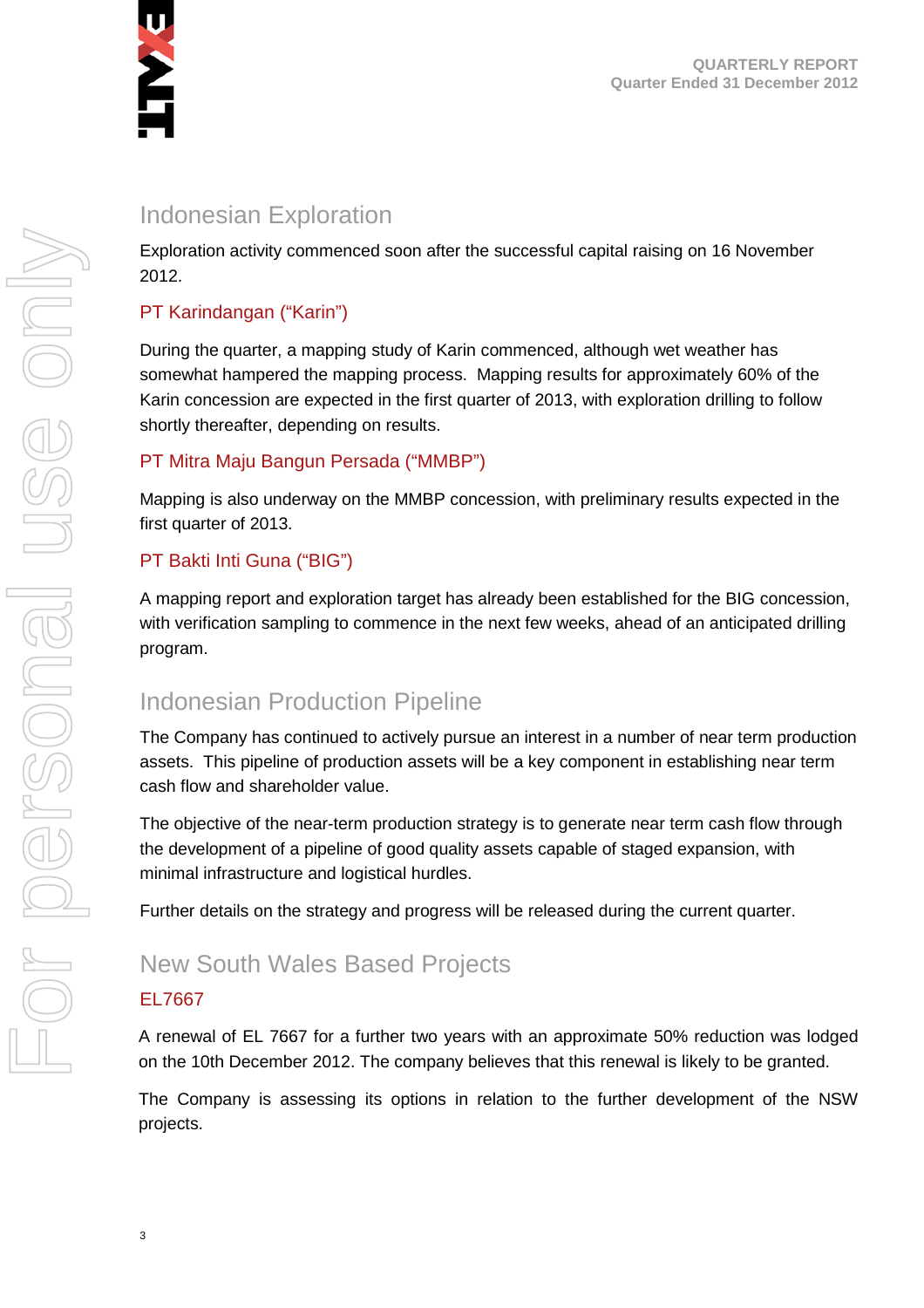## Indonesian Exploration

Exploration activity commenced soon after the successful capital raising on 16 November 2012.

### PT Karindangan ("Karin")

During the quarter, a mapping study of Karin commenced, although wet weather has somewhat hampered the mapping process. Mapping results for approximately 60% of the Karin concession are expected in the first quarter of 2013, with exploration drilling to follow shortly thereafter, depending on results.

### PT Mitra Maju Bangun Persada ("MMBP")

Mapping is also underway on the MMBP concession, with preliminary results expected in the first quarter of 2013.

### PT Bakti Inti Guna ("BIG")

A mapping report and exploration target has already been established for the BIG concession, with verification sampling to commence in the next few weeks, ahead of an anticipated drilling program.

## Indonesian Production Pipeline

The Company has continued to actively pursue an interest in a number of near term production assets. This pipeline of production assets will be a key component in establishing near term cash flow and shareholder value.

The objective of the near-term production strategy is to generate near term cash flow through the development of a pipeline of good quality assets capable of staged expansion, with minimal infrastructure and logistical hurdles.

Further details on the strategy and progress will be released during the current quarter.

## New South Wales Based Projects

### EL7667

A renewal of EL 7667 for a further two years with an approximate 50% reduction was lodged on the 10th December 2012. The company believes that this renewal is likely to be granted.

The Company is assessing its options in relation to the further development of the NSW projects.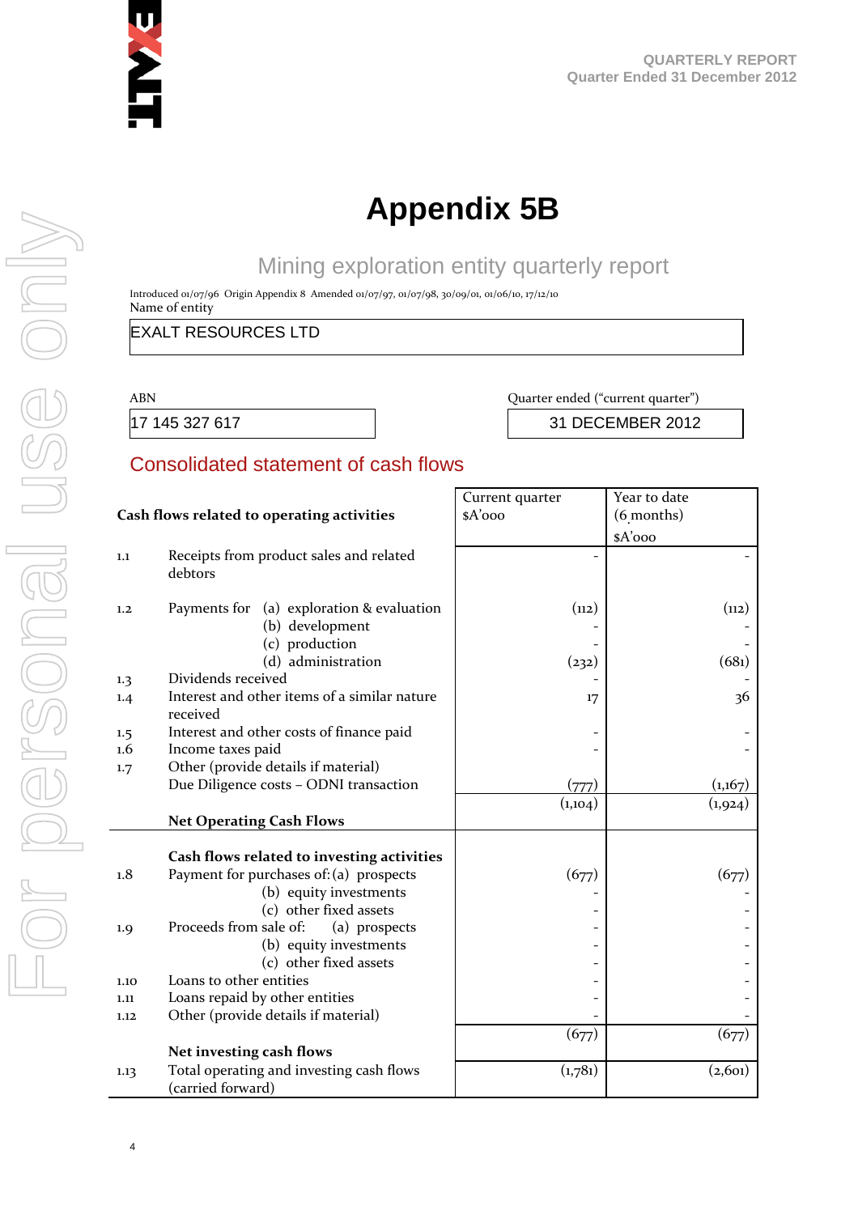# Appendix 5B

## Mining exploration entity quarterly report

Introduced 01/07/96 Origin Appendix 8 Amended 01/07/97, 01/07/98, 30/09/01, 01/06/10, 17/12/10

Name of entity

EXALT RESOURCES LTD

| ABN | Quarter ended ("current quarter") |
|---|---|
| 17 145 327 617 | 31 DECEMBER 2012 |

## Consolidated statement of cash flows

| | Cash flows related to operating activities | Current quarter $A'000 | Year to date (6 months) $A'000 |
|---|---|---|---|
| 1.1 | Receipts from product sales and related debtors | - | - |
| 1.2 | Payments for (a) exploration & evaluation | (112) | (112) |
| | (b) development | - | - |
| | (c) production | - | - |
| | (d) administration | (232) | (681) |
| 1.3 | Dividends received | - | - |
| 1.4 | Interest and other items of a similar nature received | 17 | 36 |
| 1.5 | Interest and other costs of finance paid | - | - |
| 1.6 | Income taxes paid | - | - |
| 1.7 | Other (provide details if material) Due Diligence costs – ODNI transaction | (777) | (1,167) |
| | **Net Operating Cash Flows** | (1,104) | (1,924) |
| | **Cash flows related to investing activities** | | |
| 1.8 | Payment for purchases of: (a) prospects | (677) | (677) |
| | (b) equity investments | - | - |
| | (c) other fixed assets | - | - |
| 1.9 | Proceeds from sale of: (a) prospects | - | - |
| | (b) equity investments | - | - |
| | (c) other fixed assets | - | - |
| 1.10 | Loans to other entities | - | - |
| 1.11 | Loans repaid by other entities | - | - |
| 1.12 | Other (provide details if material) | - | - |
| | **Net investing cash flows** | (677) | (677) |
| 1.13 | Total operating and investing cash flows (carried forward) | (1,781) | (2,601) |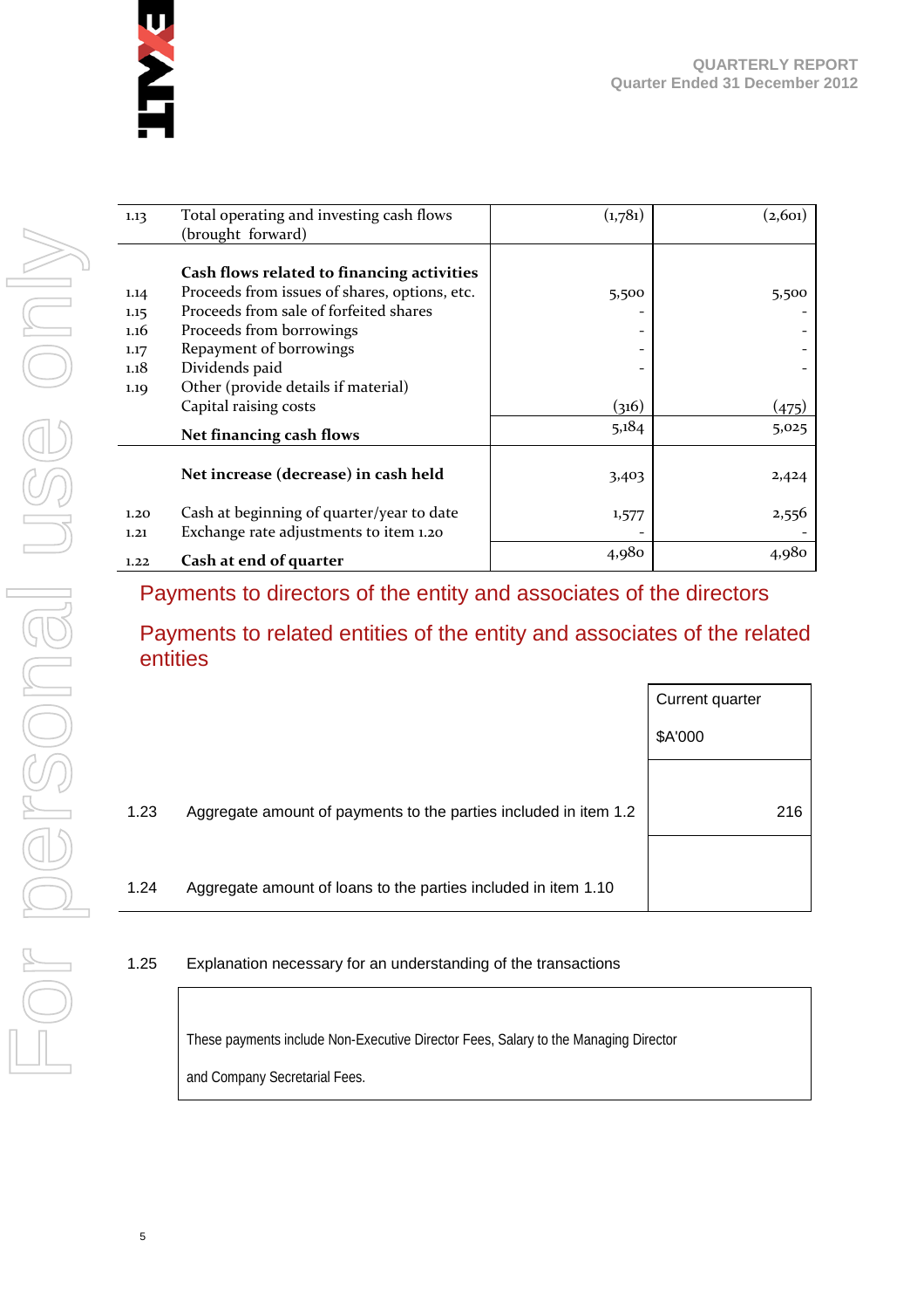| | | | |
|---|---|---|---|
| 1.13 | Total operating and investing cash flows (brought forward) | (1,781) | (2,601) |
| | **Cash flows related to financing activities** | | |
| 1.14 | Proceeds from issues of shares, options, etc. | 5,500 | 5,500 |
| 1.15 | Proceeds from sale of forfeited shares | - | - |
| 1.16 | Proceeds from borrowings | - | - |
| 1.17 | Repayment of borrowings | - | - |
| 1.18 | Dividends paid | - | - |
| 1.19 | Other (provide details if material) Capital raising costs | (316) | (475) |
| | **Net financing cash flows** | 5,184 | 5,025 |
| | **Net increase (decrease) in cash held** | 3,403 | 2,424 |
| 1.20 | Cash at beginning of quarter/year to date | 1,577 | 2,556 |
| 1.21 | Exchange rate adjustments to item 1.20 | - | - |
| 1.22 | **Cash at end of quarter** | 4,980 | 4,980 |

## Payments to directors of the entity and associates of the directors

## Payments to related entities of the entity and associates of the related entities

| | | Current quarter $A'000 |
|---|---|---|
| 1.23 | Aggregate amount of payments to the parties included in item 1.2 | 216 |
| 1.24 | Aggregate amount of loans to the parties included in item 1.10 | |

1.25 Explanation necessary for an understanding of the transactions

These payments include Non-Executive Director Fees, Salary to the Managing Director and Company Secretarial Fees.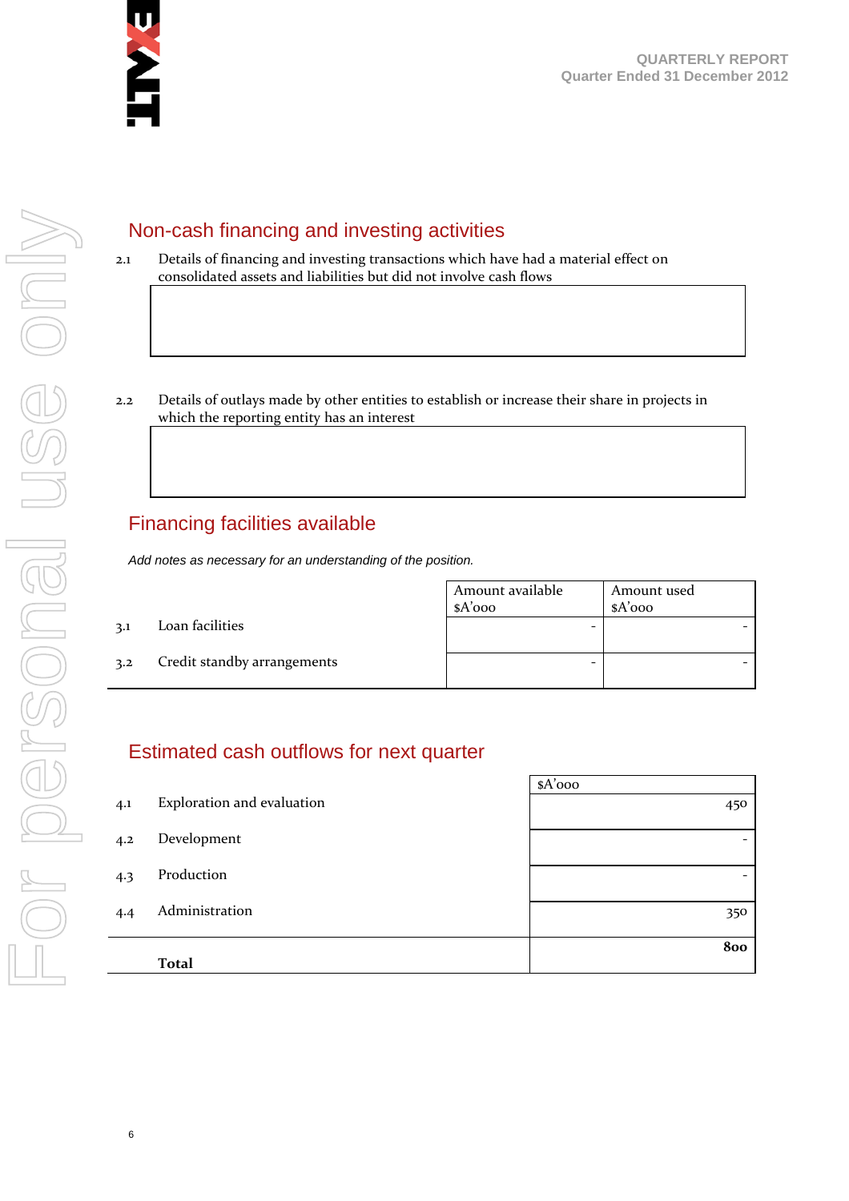## Non-cash financing and investing activities

2.1 Details of financing and investing transactions which have had a material effect on consolidated assets and liabilities but did not involve cash flows

2.2 Details of outlays made by other entities to establish or increase their share in projects in which the reporting entity has an interest

## Financing facilities available

*Add notes as necessary for an understanding of the position.*

| | | Amount available $A'000 | Amount used $A'000 |
|---|---|---|---|
| 3.1 | Loan facilities | - | - |
| 3.2 | Credit standby arrangements | - | - |

## Estimated cash outflows for next quarter

| | | $A'000 |
|---|---|---|
| 4.1 | Exploration and evaluation | 450 |
| 4.2 | Development | - |
| 4.3 | Production | - |
| 4.4 | Administration | 350 |
| | **Total** | **800** |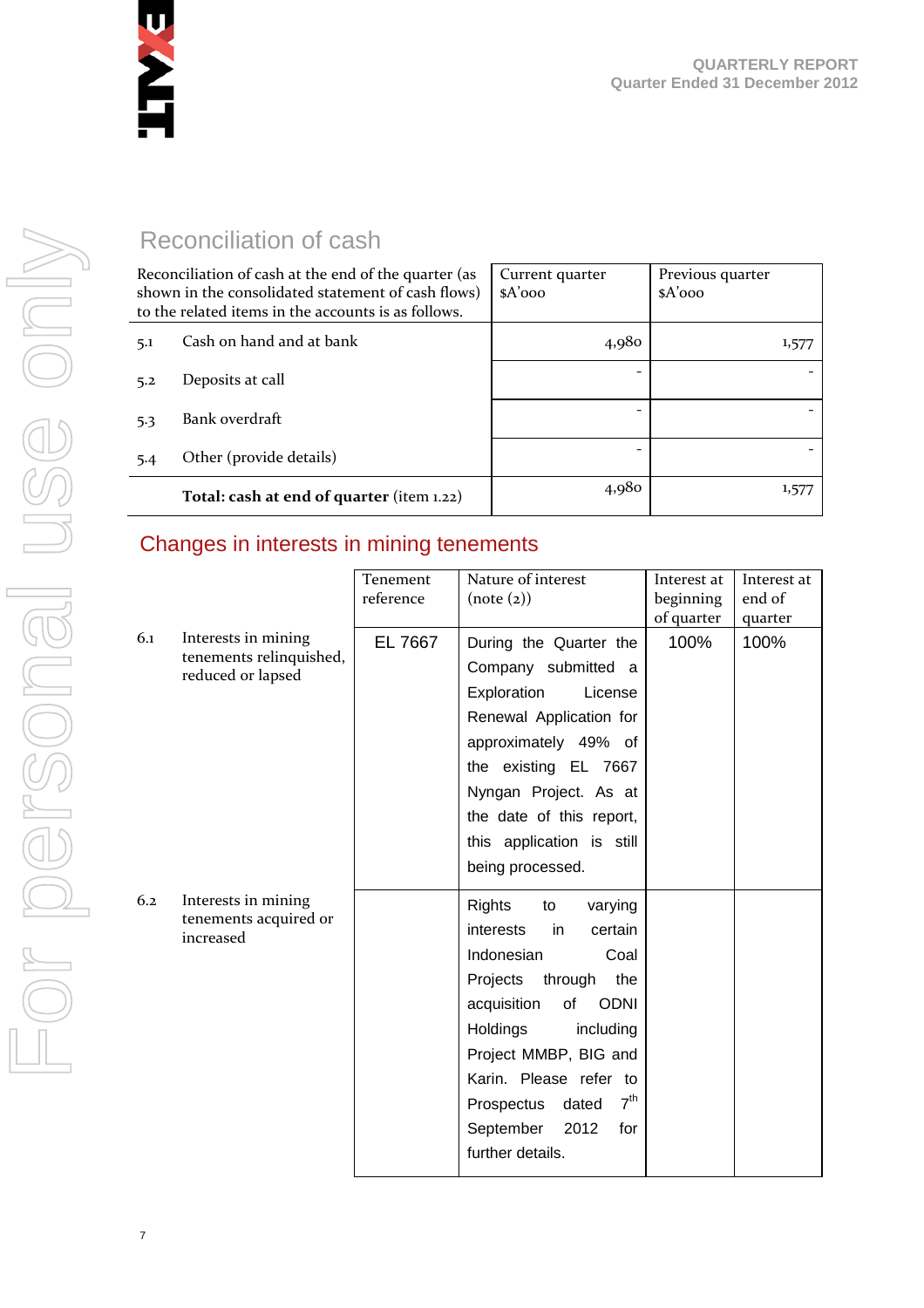## Reconciliation of cash

| Reconciliation of cash at the end of the quarter (as shown in the consolidated statement of cash flows) to the related items in the accounts is as follows. | | Current quarter $A'000 | Previous quarter $A'000 |
|---|---|---|---|
| 5.1 | Cash on hand and at bank | 4,980 | 1,577 |
| 5.2 | Deposits at call | - | - |
| 5.3 | Bank overdraft | - | - |
| 5.4 | Other (provide details) | - | - |
| | **Total: cash at end of quarter** (item 1.22) | 4,980 | 1,577 |

## Changes in interests in mining tenements

| | | Tenement reference | Nature of interest (note (2)) | Interest at beginning of quarter | Interest at end of quarter |
|---|---|---|---|---|---|
| 6.1 | Interests in mining tenements relinquished, reduced or lapsed | EL 7667 | During the Quarter the Company submitted a Exploration License Renewal Application for approximately 49% of the existing EL 7667 Nyngan Project. As at the date of this report, this application is still being processed. | 100% | 100% |
| 6.2 | Interests in mining tenements acquired or increased | | Rights to varying interests in certain Indonesian Coal Projects through the acquisition of ODNI Holdings including Project MMBP, BIG and Karin. Please refer to Prospectus dated 7th September 2012 for further details. | | |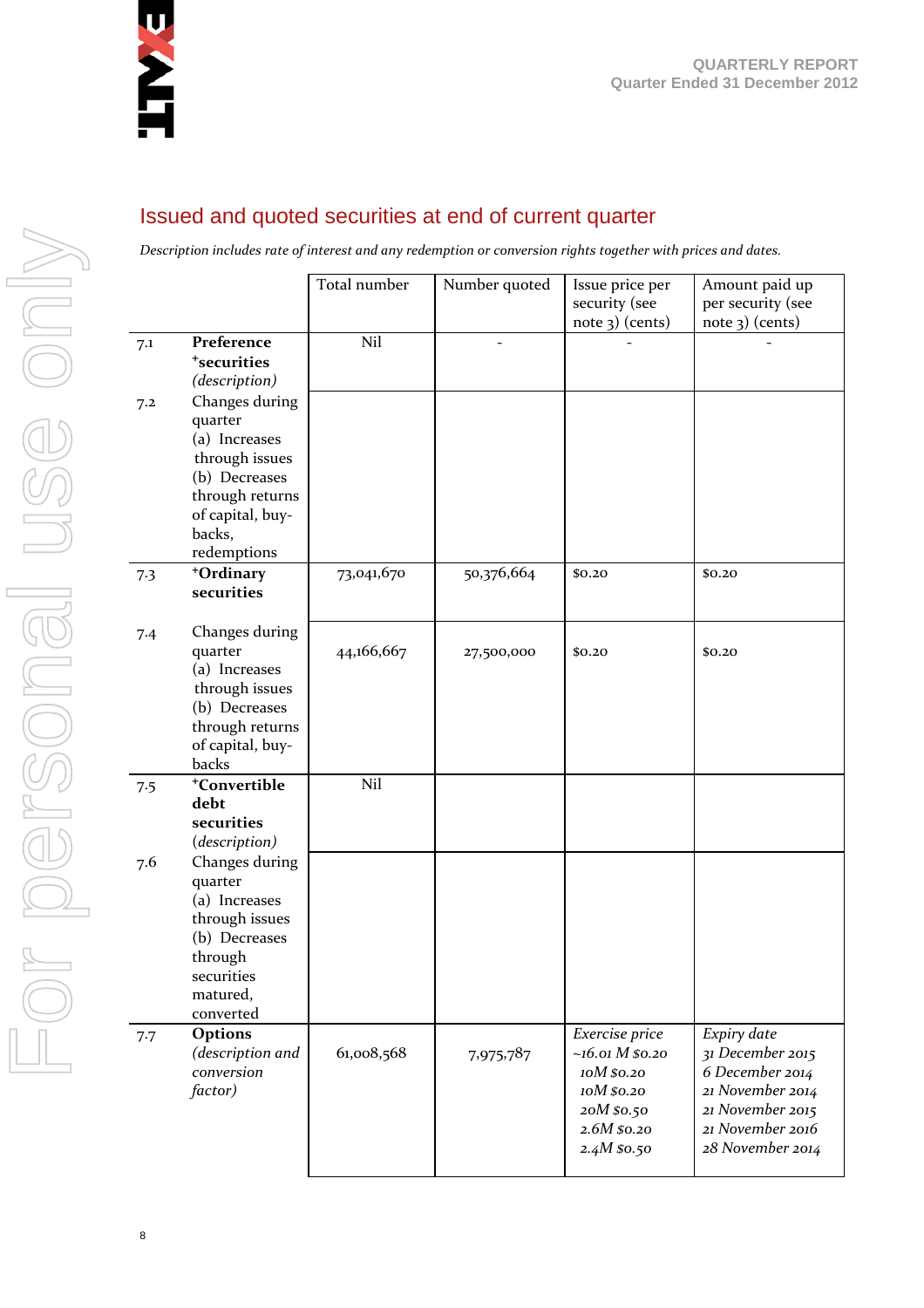## Issued and quoted securities at end of current quarter

*Description includes rate of interest and any redemption or conversion rights together with prices and dates.*

| | | Total number | Number quoted | Issue price per security (see note 3) (cents) | Amount paid up per security (see note 3) (cents) |
|---|---|---|---|---|---|
| 7.1 | **Preference +securities** *(description)* | Nil | - | - | - |
| 7.2 | Changes during quarter (a) Increases through issues (b) Decreases through returns of capital, buy-backs, redemptions | | | | |
| 7.3 | **+Ordinary securities** | 73,041,670 | 50,376,664 | $0.20 | $0.20 |
| 7.4 | Changes during quarter (a) Increases through issues (b) Decreases through returns of capital, buy-backs | 44,166,667 | 27,500,000 | $0.20 | $0.20 |
| 7.5 | **+Convertible debt securities** *(description)* | Nil | | | |
| 7.6 | Changes during quarter (a) Increases through issues (b) Decreases through securities matured, converted | | | | |
| 7.7 | **Options** *(description and conversion factor)* | 61,008,568 | 7,975,787 | *Exercise price*<br>*~16.01 M $0.20*<br>*10M $0.20*<br>*10M $0.20*<br>*20M $0.50*<br>*2.6M $0.20*<br>*2.4M $0.50* | *Expiry date*<br>*31 December 2015*<br>*6 December 2014*<br>*21 November 2014*<br>*21 November 2015*<br>*21 November 2016*<br>*28 November 2014* |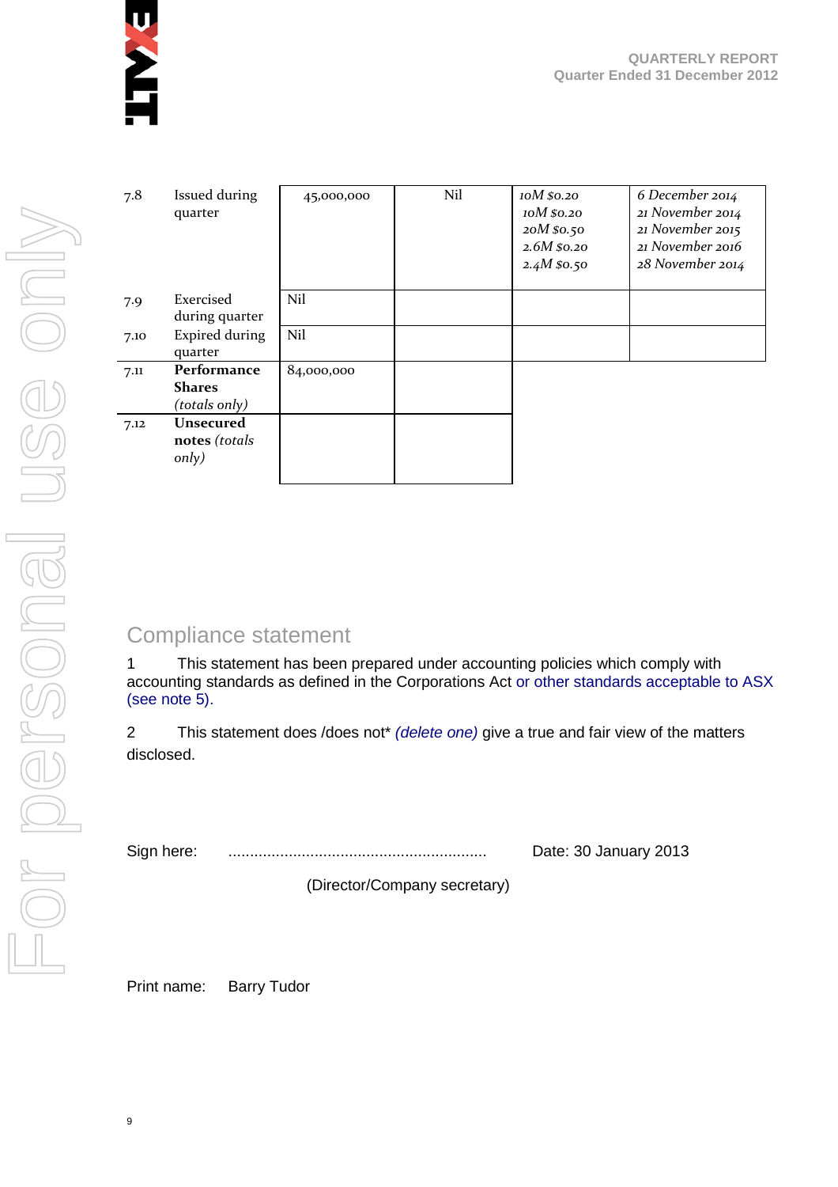| 7.8 | Issued during quarter | 45,000,000 | Nil | *10M $0.20*<br>*10M $0.20*<br>*20M $0.50*<br>*2.6M $0.20*<br>*2.4M $0.50* | *6 December 2014*<br>*21 November 2014*<br>*21 November 2015*<br>*21 November 2016*<br>*28 November 2014* |
|---|---|---|---|---|---|
| 7.9 | Exercised during quarter | Nil | | | |
| 7.10 | Expired during quarter | Nil | | | |
| 7.11 | **Performance Shares** *(totals only)* | 84,000,000 | | | |
| 7.12 | **Unsecured notes** *(totals only)* | | | | |

## Compliance statement

1 This statement has been prepared under accounting policies which comply with accounting standards as defined in the Corporations Act or other standards acceptable to ASX (see note 5).

2 This statement does /does not* *(delete one)* give a true and fair view of the matters disclosed.

Sign here: ............................................................ Date: 30 January 2013

(Director/Company secretary)

Print name: Barry Tudor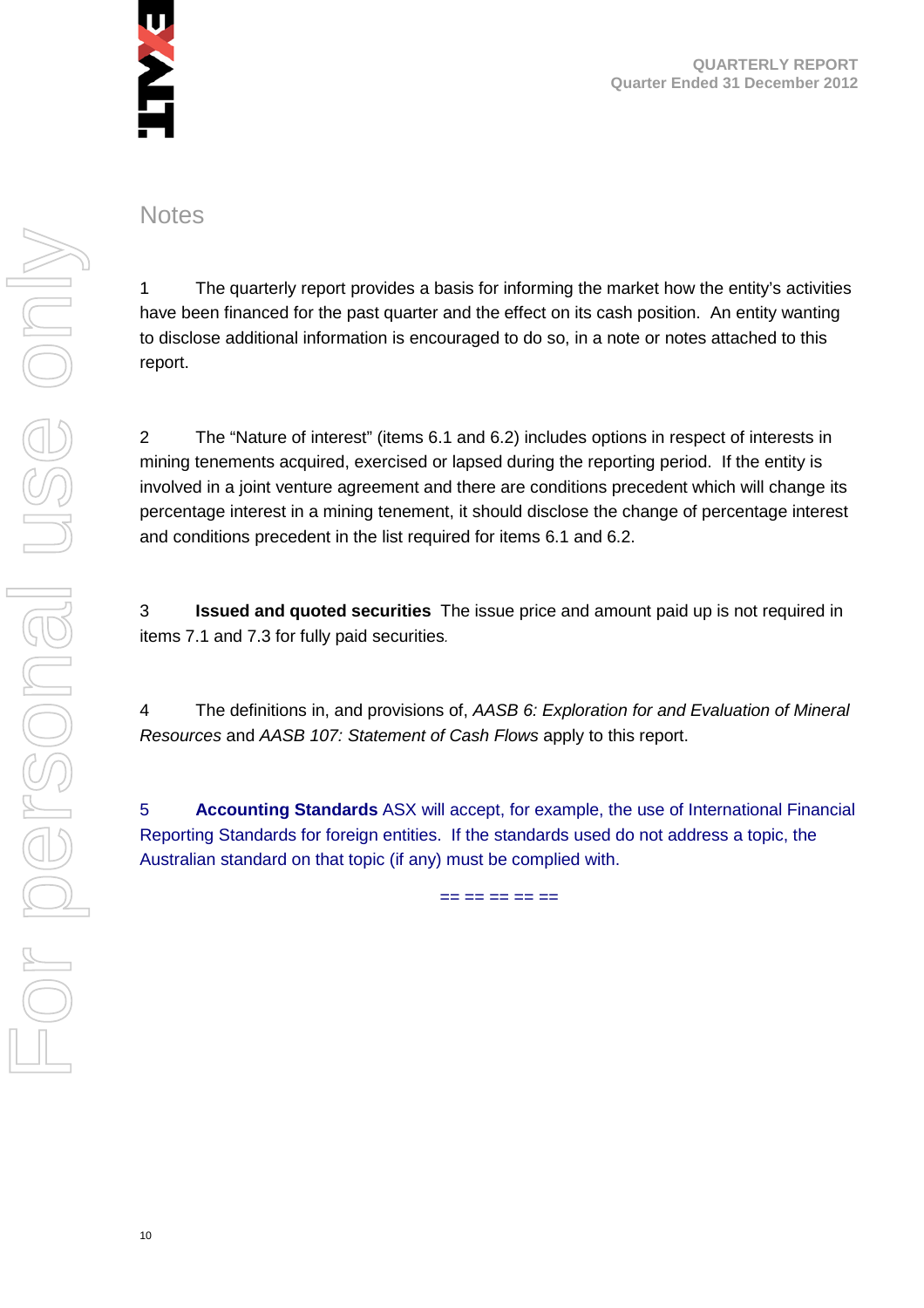## Notes

1 The quarterly report provides a basis for informing the market how the entity's activities have been financed for the past quarter and the effect on its cash position. An entity wanting to disclose additional information is encouraged to do so, in a note or notes attached to this report.

2 The "Nature of interest" (items 6.1 and 6.2) includes options in respect of interests in mining tenements acquired, exercised or lapsed during the reporting period. If the entity is involved in a joint venture agreement and there are conditions precedent which will change its percentage interest in a mining tenement, it should disclose the change of percentage interest and conditions precedent in the list required for items 6.1 and 6.2.

3 **Issued and quoted securities** The issue price and amount paid up is not required in items 7.1 and 7.3 for fully paid securities.

4 The definitions in, and provisions of, *AASB 6: Exploration for and Evaluation of Mineral Resources* and *AASB 107: Statement of Cash Flows* apply to this report.

5 **Accounting Standards** ASX will accept, for example, the use of International Financial Reporting Standards for foreign entities. If the standards used do not address a topic, the Australian standard on that topic (if any) must be complied with.

== == == == ==